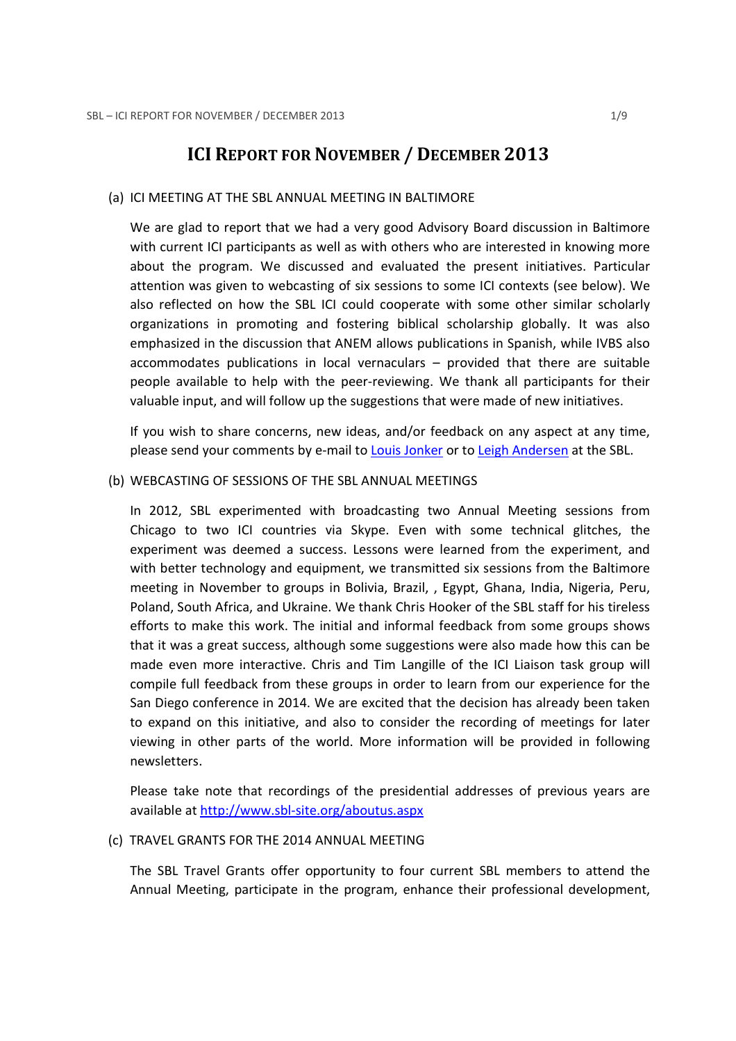# ICI REPORT FOR NOVEMBER / DECEMBER 2013

(a) ICI MEETING AT THE SBL ANNUAL MEETING IN BALTIMORE

We are glad to report that we had a very good Advisory Board discussion in Baltimore with current ICI participants as well as with others who are interested in knowing more about the program. We discussed and evaluated the present initiatives. Particular attention was given to webcasting of six sessions to some ICI contexts (see below). We also reflected on how the SBL ICI could cooperate with some other similar scholarly organizations in promoting and fostering biblical scholarship globally. It was also emphasized in the discussion that ANEM allows publications in Spanish, while IVBS also accommodates publications in local vernaculars – provided that there are suitable people available to help with the peer-reviewing. We thank all participants for their valuable input, and will follow up the suggestions that were made of new initiatives.

If you wish to share concerns, new ideas, and/or feedback on any aspect at any time, please send your comments by e-mail to Louis Jonker or to Leigh Andersen at the SBL.

(b) WEBCASTING OF SESSIONS OF THE SBL ANNUAL MEETINGS

In 2012, SBL experimented with broadcasting two Annual Meeting sessions from Chicago to two ICI countries via Skype. Even with some technical glitches, the experiment was deemed a success. Lessons were learned from the experiment, and with better technology and equipment, we transmitted six sessions from the Baltimore meeting in November to groups in Bolivia, Brazil, , Egypt, Ghana, India, Nigeria, Peru, Poland, South Africa, and Ukraine. We thank Chris Hooker of the SBL staff for his tireless efforts to make this work. The initial and informal feedback from some groups shows that it was a great success, although some suggestions were also made how this can be made even more interactive. Chris and Tim Langille of the ICI Liaison task group will compile full feedback from these groups in order to learn from our experience for the San Diego conference in 2014. We are excited that the decision has already been taken to expand on this initiative, and also to consider the recording of meetings for later viewing in other parts of the world. More information will be provided in following newsletters.

Please take note that recordings of the presidential addresses of previous years are available at http://www.sbl-site.org/aboutus.aspx

(c) TRAVEL GRANTS FOR THE 2014 ANNUAL MEETING

The SBL Travel Grants offer opportunity to four current SBL members to attend the Annual Meeting, participate in the program, enhance their professional development,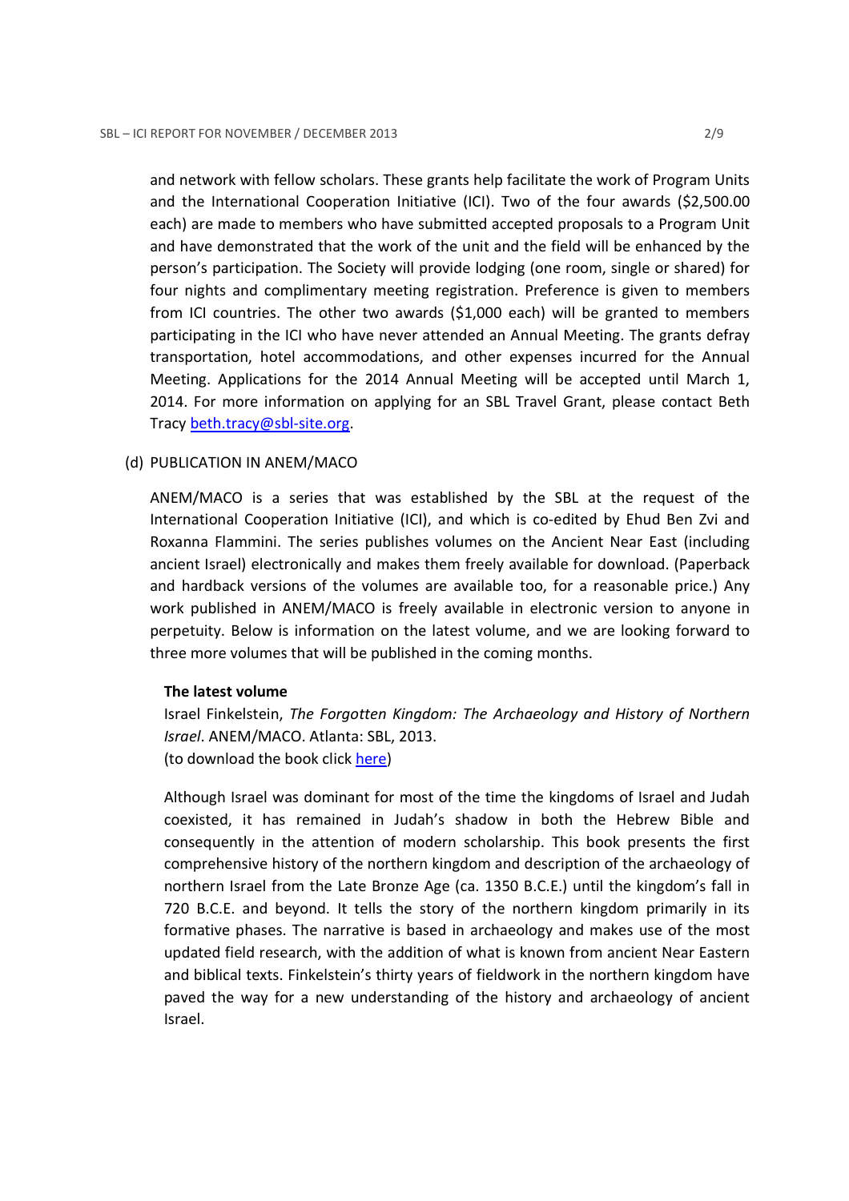and network with fellow scholars. These grants help facilitate the work of Program Units and the International Cooperation Initiative (ICI). Two of the four awards ($2,500.00 each) are made to members who have submitted accepted proposals to a Program Unit and have demonstrated that the work of the unit and the field will be enhanced by the person's participation. The Society will provide lodging (one room, single or shared) for four nights and complimentary meeting registration. Preference is given to members from ICI countries. The other two awards ($1,000 each) will be granted to members participating in the ICI who have never attended an Annual Meeting. The grants defray transportation, hotel accommodations, and other expenses incurred for the Annual Meeting. Applications for the 2014 Annual Meeting will be accepted until March 1, 2014. For more information on applying for an SBL Travel Grant, please contact Beth Tracy beth.tracy@sbl-site.org.

(d) PUBLICATION IN ANEM/MACO

ANEM/MACO is a series that was established by the SBL at the request of the International Cooperation Initiative (ICI), and which is co-edited by Ehud Ben Zvi and Roxanna Flammini. The series publishes volumes on the Ancient Near East (including ancient Israel) electronically and makes them freely available for download. (Paperback and hardback versions of the volumes are available too, for a reasonable price.) Any work published in ANEM/MACO is freely available in electronic version to anyone in perpetuity. Below is information on the latest volume, and we are looking forward to three more volumes that will be published in the coming months.

**The latest volume**

Israel Finkelstein, *The Forgotten Kingdom: The Archaeology and History of Northern Israel*. ANEM/MACO. Atlanta: SBL, 2013.
(to download the book click here)

Although Israel was dominant for most of the time the kingdoms of Israel and Judah coexisted, it has remained in Judah's shadow in both the Hebrew Bible and consequently in the attention of modern scholarship. This book presents the first comprehensive history of the northern kingdom and description of the archaeology of northern Israel from the Late Bronze Age (ca. 1350 B.C.E.) until the kingdom's fall in 720 B.C.E. and beyond. It tells the story of the northern kingdom primarily in its formative phases. The narrative is based in archaeology and makes use of the most updated field research, with the addition of what is known from ancient Near Eastern and biblical texts. Finkelstein's thirty years of fieldwork in the northern kingdom have paved the way for a new understanding of the history and archaeology of ancient Israel.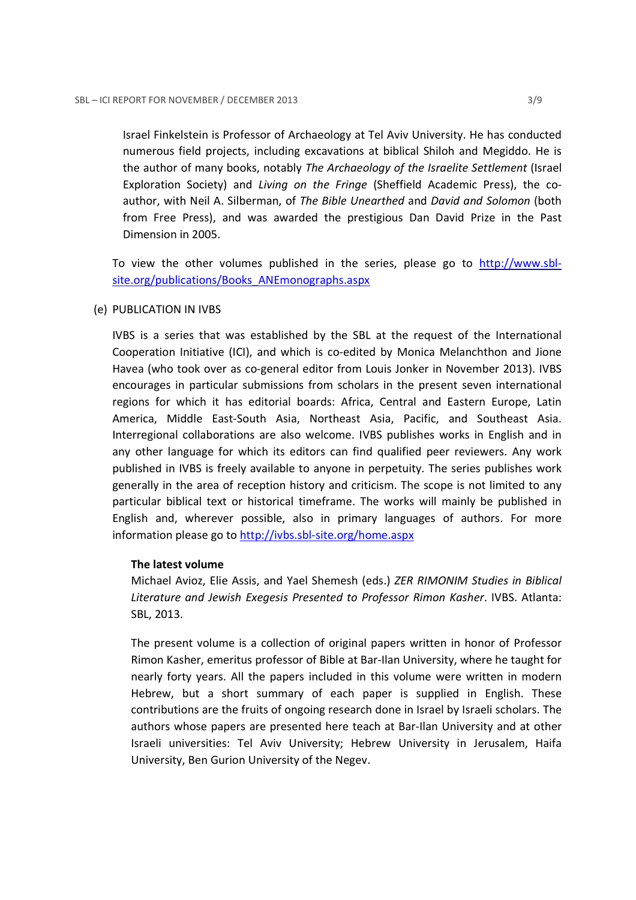Israel Finkelstein is Professor of Archaeology at Tel Aviv University. He has conducted numerous field projects, including excavations at biblical Shiloh and Megiddo. He is the author of many books, notably *The Archaeology of the Israelite Settlement* (Israel Exploration Society) and *Living on the Fringe* (Sheffield Academic Press), the co-author, with Neil A. Silberman, of *The Bible Unearthed* and *David and Solomon* (both from Free Press), and was awarded the prestigious Dan David Prize in the Past Dimension in 2005.

To view the other volumes published in the series, please go to [http://www.sbl-site.org/publications/Books_ANEmonographs.aspx](http://www.sbl-site.org/publications/Books_ANEmonographs.aspx)

(e) PUBLICATION IN IVBS

IVBS is a series that was established by the SBL at the request of the International Cooperation Initiative (ICI), and which is co-edited by Monica Melanchthon and Jione Havea (who took over as co-general editor from Louis Jonker in November 2013). IVBS encourages in particular submissions from scholars in the present seven international regions for which it has editorial boards: Africa, Central and Eastern Europe, Latin America, Middle East-South Asia, Northeast Asia, Pacific, and Southeast Asia. Interregional collaborations are also welcome. IVBS publishes works in English and in any other language for which its editors can find qualified peer reviewers. Any work published in IVBS is freely available to anyone in perpetuity. The series publishes work generally in the area of reception history and criticism. The scope is not limited to any particular biblical text or historical timeframe. The works will mainly be published in English and, wherever possible, also in primary languages of authors. For more information please go to [http://ivbs.sbl-site.org/home.aspx](http://ivbs.sbl-site.org/home.aspx)

**The latest volume**

Michael Avioz, Elie Assis, and Yael Shemesh (eds.) *ZER RIMONIM Studies in Biblical Literature and Jewish Exegesis Presented to Professor Rimon Kasher*. IVBS. Atlanta: SBL, 2013.

The present volume is a collection of original papers written in honor of Professor Rimon Kasher, emeritus professor of Bible at Bar-Ilan University, where he taught for nearly forty years. All the papers included in this volume were written in modern Hebrew, but a short summary of each paper is supplied in English. These contributions are the fruits of ongoing research done in Israel by Israeli scholars. The authors whose papers are presented here teach at Bar-Ilan University and at other Israeli universities: Tel Aviv University; Hebrew University in Jerusalem, Haifa University, Ben Gurion University of the Negev.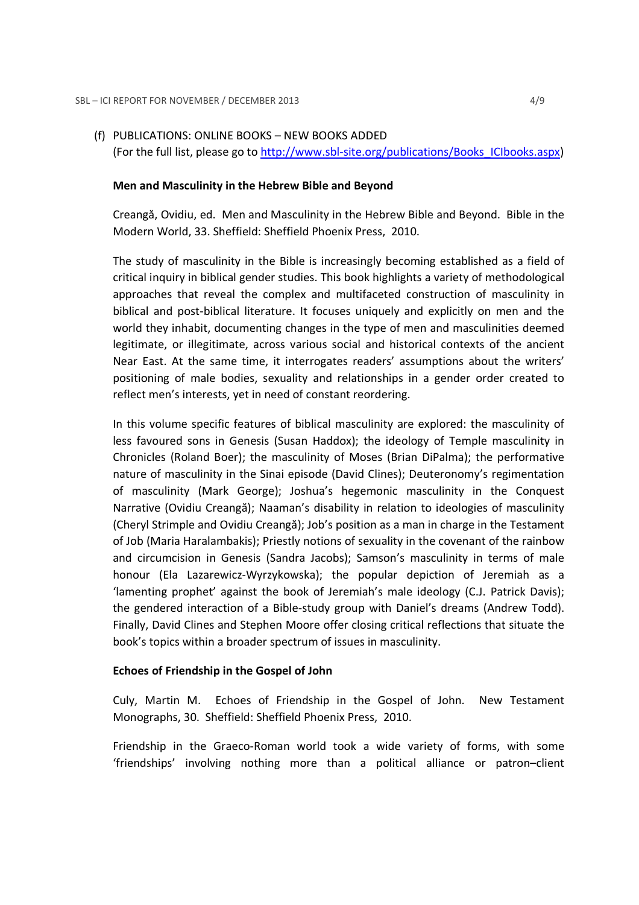(f) PUBLICATIONS: ONLINE BOOKS – NEW BOOKS ADDED
(For the full list, please go to [http://www.sbl-site.org/publications/Books_ICIbooks.aspx](http://www.sbl-site.org/publications/Books_ICIbooks.aspx))

**Men and Masculinity in the Hebrew Bible and Beyond**

Creangă, Ovidiu, ed. Men and Masculinity in the Hebrew Bible and Beyond. Bible in the Modern World, 33. Sheffield: Sheffield Phoenix Press, 2010.

The study of masculinity in the Bible is increasingly becoming established as a field of critical inquiry in biblical gender studies. This book highlights a variety of methodological approaches that reveal the complex and multifaceted construction of masculinity in biblical and post-biblical literature. It focuses uniquely and explicitly on men and the world they inhabit, documenting changes in the type of men and masculinities deemed legitimate, or illegitimate, across various social and historical contexts of the ancient Near East. At the same time, it interrogates readers' assumptions about the writers' positioning of male bodies, sexuality and relationships in a gender order created to reflect men's interests, yet in need of constant reordering.

In this volume specific features of biblical masculinity are explored: the masculinity of less favoured sons in Genesis (Susan Haddox); the ideology of Temple masculinity in Chronicles (Roland Boer); the masculinity of Moses (Brian DiPalma); the performative nature of masculinity in the Sinai episode (David Clines); Deuteronomy's regimentation of masculinity (Mark George); Joshua's hegemonic masculinity in the Conquest Narrative (Ovidiu Creangă); Naaman's disability in relation to ideologies of masculinity (Cheryl Strimple and Ovidiu Creangă); Job's position as a man in charge in the Testament of Job (Maria Haralambakis); Priestly notions of sexuality in the covenant of the rainbow and circumcision in Genesis (Sandra Jacobs); Samson's masculinity in terms of male honour (Ela Lazarewicz-Wyrzykowska); the popular depiction of Jeremiah as a 'lamenting prophet' against the book of Jeremiah's male ideology (C.J. Patrick Davis); the gendered interaction of a Bible-study group with Daniel's dreams (Andrew Todd). Finally, David Clines and Stephen Moore offer closing critical reflections that situate the book's topics within a broader spectrum of issues in masculinity.

**Echoes of Friendship in the Gospel of John**

Culy, Martin M. Echoes of Friendship in the Gospel of John. New Testament Monographs, 30. Sheffield: Sheffield Phoenix Press, 2010.

Friendship in the Graeco-Roman world took a wide variety of forms, with some 'friendships' involving nothing more than a political alliance or patron–client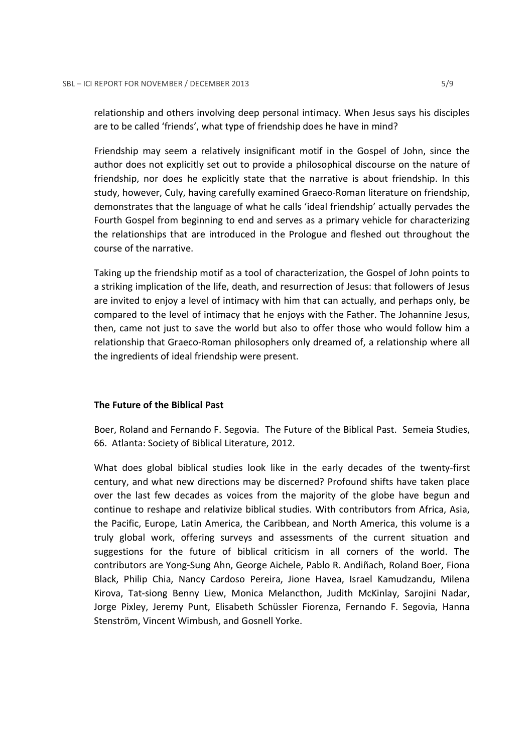relationship and others involving deep personal intimacy. When Jesus says his disciples are to be called 'friends', what type of friendship does he have in mind?

Friendship may seem a relatively insignificant motif in the Gospel of John, since the author does not explicitly set out to provide a philosophical discourse on the nature of friendship, nor does he explicitly state that the narrative is about friendship. In this study, however, Culy, having carefully examined Graeco-Roman literature on friendship, demonstrates that the language of what he calls 'ideal friendship' actually pervades the Fourth Gospel from beginning to end and serves as a primary vehicle for characterizing the relationships that are introduced in the Prologue and fleshed out throughout the course of the narrative.

Taking up the friendship motif as a tool of characterization, the Gospel of John points to a striking implication of the life, death, and resurrection of Jesus: that followers of Jesus are invited to enjoy a level of intimacy with him that can actually, and perhaps only, be compared to the level of intimacy that he enjoys with the Father. The Johannine Jesus, then, came not just to save the world but also to offer those who would follow him a relationship that Graeco-Roman philosophers only dreamed of, a relationship where all the ingredients of ideal friendship were present.

**The Future of the Biblical Past**

Boer, Roland and Fernando F. Segovia. The Future of the Biblical Past. Semeia Studies, 66. Atlanta: Society of Biblical Literature, 2012.

What does global biblical studies look like in the early decades of the twenty-first century, and what new directions may be discerned? Profound shifts have taken place over the last few decades as voices from the majority of the globe have begun and continue to reshape and relativize biblical studies. With contributors from Africa, Asia, the Pacific, Europe, Latin America, the Caribbean, and North America, this volume is a truly global work, offering surveys and assessments of the current situation and suggestions for the future of biblical criticism in all corners of the world. The contributors are Yong-Sung Ahn, George Aichele, Pablo R. Andiñach, Roland Boer, Fiona Black, Philip Chia, Nancy Cardoso Pereira, Jione Havea, Israel Kamudzandu, Milena Kirova, Tat-siong Benny Liew, Monica Melancthon, Judith McKinlay, Sarojini Nadar, Jorge Pixley, Jeremy Punt, Elisabeth Schüssler Fiorenza, Fernando F. Segovia, Hanna Stenström, Vincent Wimbush, and Gosnell Yorke.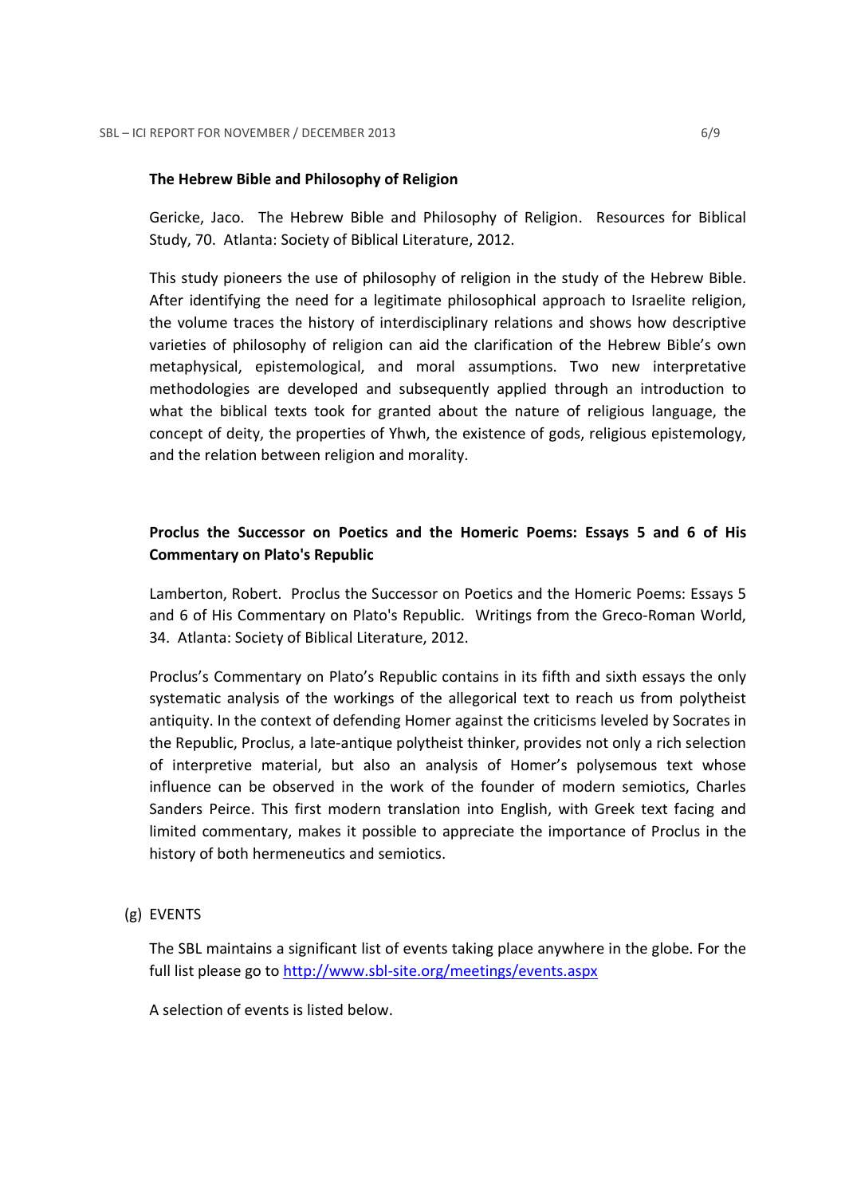**The Hebrew Bible and Philosophy of Religion**

Gericke, Jaco. The Hebrew Bible and Philosophy of Religion. Resources for Biblical Study, 70. Atlanta: Society of Biblical Literature, 2012.

This study pioneers the use of philosophy of religion in the study of the Hebrew Bible. After identifying the need for a legitimate philosophical approach to Israelite religion, the volume traces the history of interdisciplinary relations and shows how descriptive varieties of philosophy of religion can aid the clarification of the Hebrew Bible's own metaphysical, epistemological, and moral assumptions. Two new interpretative methodologies are developed and subsequently applied through an introduction to what the biblical texts took for granted about the nature of religious language, the concept of deity, the properties of Yhwh, the existence of gods, religious epistemology, and the relation between religion and morality.

**Proclus the Successor on Poetics and the Homeric Poems: Essays 5 and 6 of His Commentary on Plato's Republic**

Lamberton, Robert. Proclus the Successor on Poetics and the Homeric Poems: Essays 5 and 6 of His Commentary on Plato's Republic. Writings from the Greco-Roman World, 34. Atlanta: Society of Biblical Literature, 2012.

Proclus's Commentary on Plato's Republic contains in its fifth and sixth essays the only systematic analysis of the workings of the allegorical text to reach us from polytheist antiquity. In the context of defending Homer against the criticisms leveled by Socrates in the Republic, Proclus, a late-antique polytheist thinker, provides not only a rich selection of interpretive material, but also an analysis of Homer's polysemous text whose influence can be observed in the work of the founder of modern semiotics, Charles Sanders Peirce. This first modern translation into English, with Greek text facing and limited commentary, makes it possible to appreciate the importance of Proclus in the history of both hermeneutics and semiotics.

(g) EVENTS

The SBL maintains a significant list of events taking place anywhere in the globe. For the full list please go to http://www.sbl-site.org/meetings/events.aspx

A selection of events is listed below.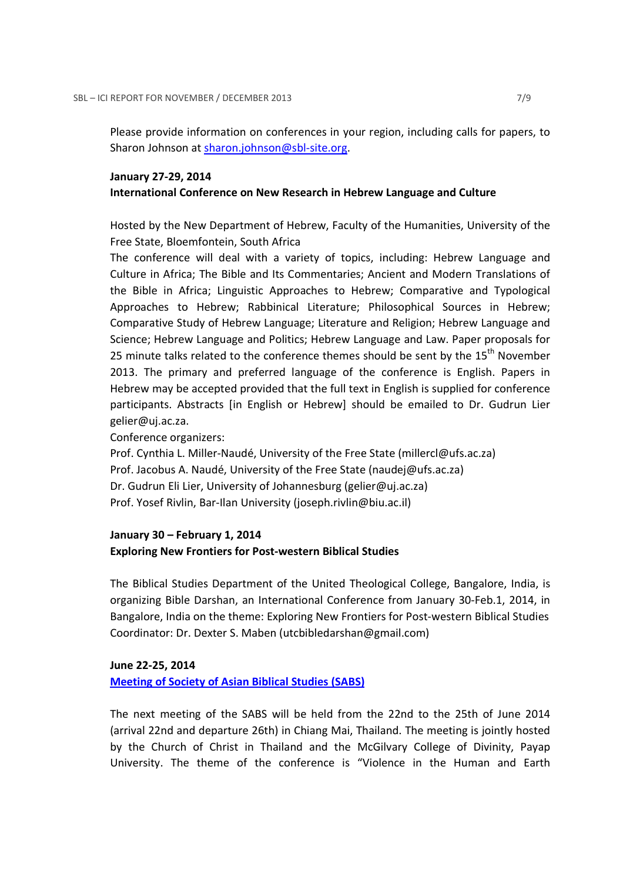Please provide information on conferences in your region, including calls for papers, to Sharon Johnson at [sharon.johnson@sbl-site.org](mailto:sharon.johnson@sbl-site.org).

**January 27-29, 2014**
**International Conference on New Research in Hebrew Language and Culture**

Hosted by the New Department of Hebrew, Faculty of the Humanities, University of the Free State, Bloemfontein, South Africa
The conference will deal with a variety of topics, including: Hebrew Language and Culture in Africa; The Bible and Its Commentaries; Ancient and Modern Translations of the Bible in Africa; Linguistic Approaches to Hebrew; Comparative and Typological Approaches to Hebrew; Rabbinical Literature; Philosophical Sources in Hebrew; Comparative Study of Hebrew Language; Literature and Religion; Hebrew Language and Science; Hebrew Language and Politics; Hebrew Language and Law. Paper proposals for 25 minute talks related to the conference themes should be sent by the 15th November 2013. The primary and preferred language of the conference is English. Papers in Hebrew may be accepted provided that the full text in English is supplied for conference participants. Abstracts [in English or Hebrew] should be emailed to Dr. Gudrun Lier gelier@uj.ac.za.
Conference organizers:
Prof. Cynthia L. Miller-Naudé, University of the Free State (millercl@ufs.ac.za)
Prof. Jacobus A. Naudé, University of the Free State (naudej@ufs.ac.za)
Dr. Gudrun Eli Lier, University of Johannesburg (gelier@uj.ac.za)
Prof. Yosef Rivlin, Bar-Ilan University (joseph.rivlin@biu.ac.il)

**January 30 – February 1, 2014**
**Exploring New Frontiers for Post-western Biblical Studies**

The Biblical Studies Department of the United Theological College, Bangalore, India, is organizing Bible Darshan, an International Conference from January 30-Feb.1, 2014, in Bangalore, India on the theme: Exploring New Frontiers for Post-western Biblical Studies
Coordinator: Dr. Dexter S. Maben (utcbibledarshan@gmail.com)

**June 22-25, 2014**
**[Meeting of Society of Asian Biblical Studies (SABS)]()**

The next meeting of the SABS will be held from the 22nd to the 25th of June 2014 (arrival 22nd and departure 26th) in Chiang Mai, Thailand. The meeting is jointly hosted by the Church of Christ in Thailand and the McGilvary College of Divinity, Payap University. The theme of the conference is "Violence in the Human and Earth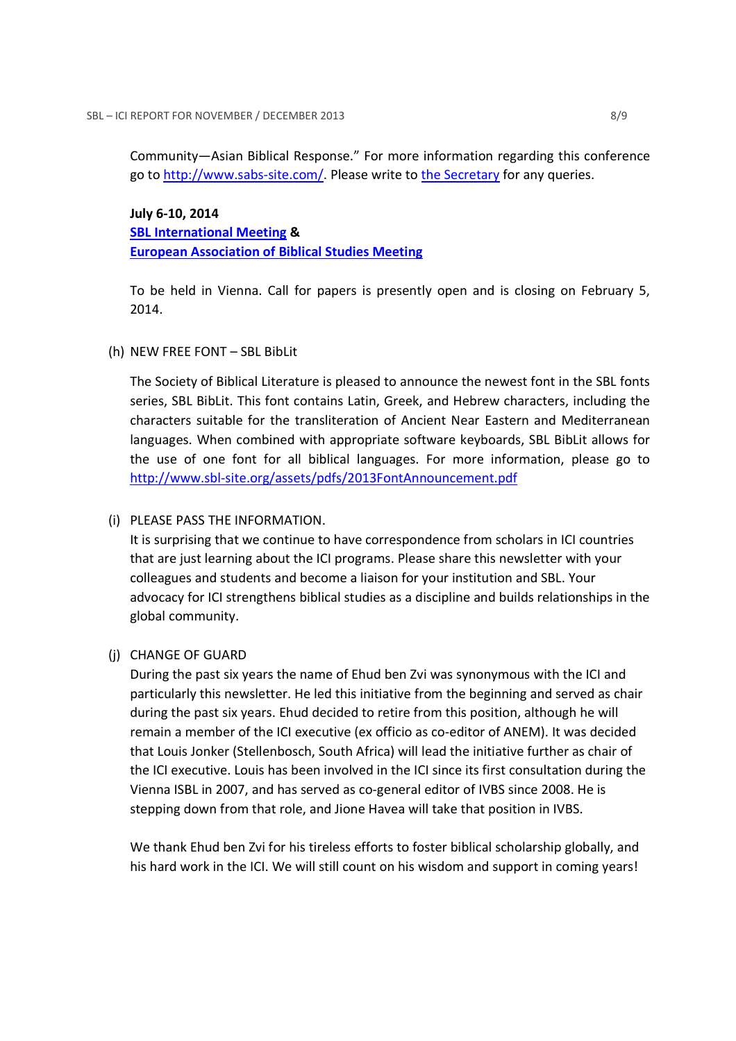Community—Asian Biblical Response." For more information regarding this conference go to [http://www.sabs-site.com/](http://www.sabs-site.com/). Please write to the Secretary for any queries.

**July 6-10, 2014**
**SBL International Meeting &**
**European Association of Biblical Studies Meeting**

To be held in Vienna. Call for papers is presently open and is closing on February 5, 2014.

(h) NEW FREE FONT – SBL BibLit

The Society of Biblical Literature is pleased to announce the newest font in the SBL fonts series, SBL BibLit. This font contains Latin, Greek, and Hebrew characters, including the characters suitable for the transliteration of Ancient Near Eastern and Mediterranean languages. When combined with appropriate software keyboards, SBL BibLit allows for the use of one font for all biblical languages. For more information, please go to [http://www.sbl-site.org/assets/pdfs/2013FontAnnouncement.pdf](http://www.sbl-site.org/assets/pdfs/2013FontAnnouncement.pdf)

(i) PLEASE PASS THE INFORMATION.

It is surprising that we continue to have correspondence from scholars in ICI countries that are just learning about the ICI programs. Please share this newsletter with your colleagues and students and become a liaison for your institution and SBL. Your advocacy for ICI strengthens biblical studies as a discipline and builds relationships in the global community.

(j) CHANGE OF GUARD

During the past six years the name of Ehud ben Zvi was synonymous with the ICI and particularly this newsletter. He led this initiative from the beginning and served as chair during the past six years. Ehud decided to retire from this position, although he will remain a member of the ICI executive (ex officio as co-editor of ANEM). It was decided that Louis Jonker (Stellenbosch, South Africa) will lead the initiative further as chair of the ICI executive. Louis has been involved in the ICI since its first consultation during the Vienna ISBL in 2007, and has served as co-general editor of IVBS since 2008. He is stepping down from that role, and Jione Havea will take that position in IVBS.

We thank Ehud ben Zvi for his tireless efforts to foster biblical scholarship globally, and his hard work in the ICI. We will still count on his wisdom and support in coming years!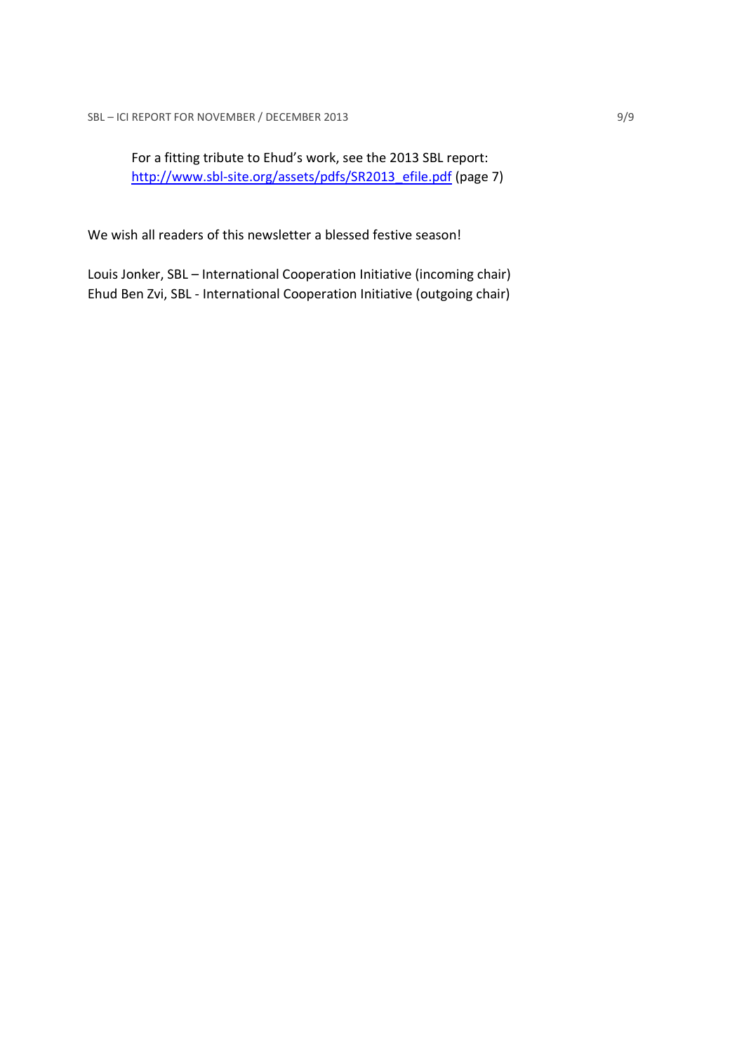For a fitting tribute to Ehud's work, see the 2013 SBL report: [http://www.sbl-site.org/assets/pdfs/SR2013_efile.pdf](http://www.sbl-site.org/assets/pdfs/SR2013_efile.pdf) (page 7)

We wish all readers of this newsletter a blessed festive season!

Louis Jonker, SBL – International Cooperation Initiative (incoming chair)
Ehud Ben Zvi, SBL - International Cooperation Initiative (outgoing chair)